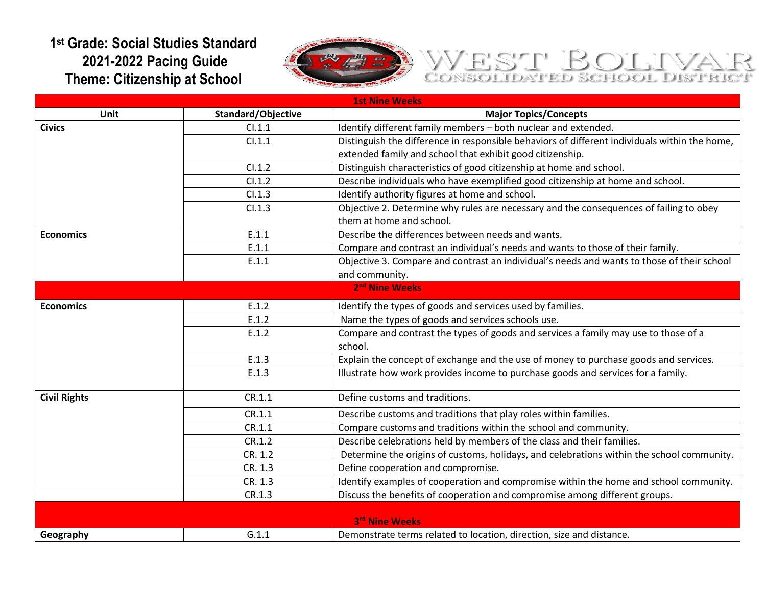# 1st Grade: Social Studies Standard 2021-2022 Pacing Guide Theme: Citizenship at School

WEST BOLIVAR CONSOLIDATED SCHOOL DISTRICT

| Unit | Standard/Objective | Major Topics/Concepts |
|---|---|---|
| **1st Nine Weeks** | | |
| **Civics** | CI.1.1 | Identify different family members – both nuclear and extended. |
| | CI.1.1 | Distinguish the difference in responsible behaviors of different individuals within the home, extended family and school that exhibit good citizenship. |
| | CI.1.2 | Distinguish characteristics of good citizenship at home and school. |
| | CI.1.2 | Describe individuals who have exemplified good citizenship at home and school. |
| | CI.1.3 | Identify authority figures at home and school. |
| | CI.1.3 | Objective 2. Determine why rules are necessary and the consequences of failing to obey them at home and school. |
| **Economics** | E.1.1 | Describe the differences between needs and wants. |
| | E.1.1 | Compare and contrast an individual's needs and wants to those of their family. |
| | E.1.1 | Objective 3. Compare and contrast an individual's needs and wants to those of their school and community. |
| **2nd Nine Weeks** | | |
| **Economics** | E.1.2 | Identify the types of goods and services used by families. |
| | E.1.2 | Name the types of goods and services schools use. |
| | E.1.2 | Compare and contrast the types of goods and services a family may use to those of a school. |
| | E.1.3 | Explain the concept of exchange and the use of money to purchase goods and services. |
| | E.1.3 | Illustrate how work provides income to purchase goods and services for a family. |
| **Civil Rights** | CR.1.1 | Define customs and traditions. |
| | CR.1.1 | Describe customs and traditions that play roles within families. |
| | CR.1.1 | Compare customs and traditions within the school and community. |
| | CR.1.2 | Describe celebrations held by members of the class and their families. |
| | CR. 1.2 | Determine the origins of customs, holidays, and celebrations within the school community. |
| | CR. 1.3 | Define cooperation and compromise. |
| | CR. 1.3 | Identify examples of cooperation and compromise within the home and school community. |
| | CR.1.3 | Discuss the benefits of cooperation and compromise among different groups. |
| **3rd Nine Weeks** | | |
| **Geography** | G.1.1 | Demonstrate terms related to location, direction, size and distance. |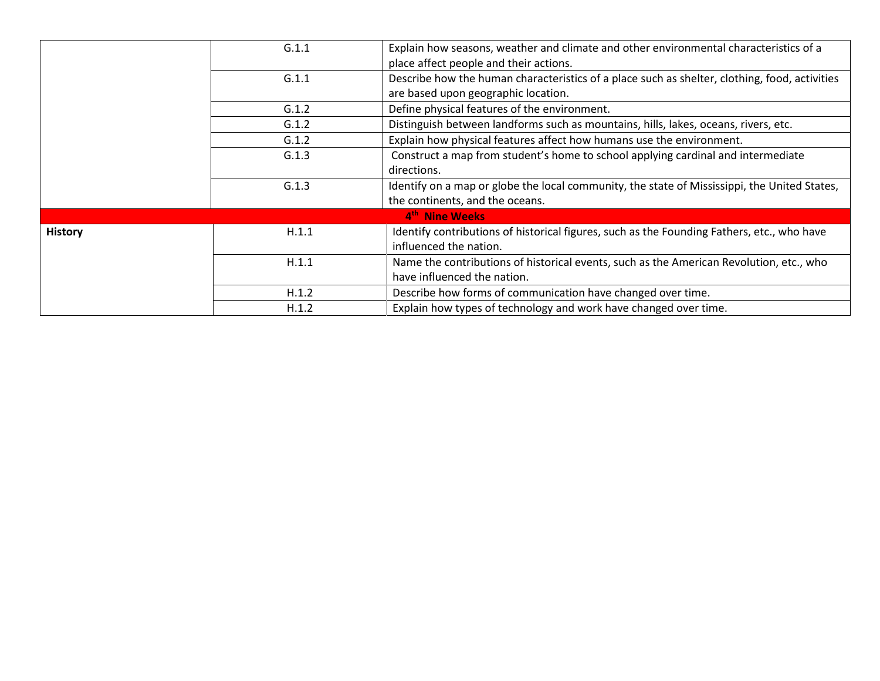| | | |
|---|---|---|
| | G.1.1 | Explain how seasons, weather and climate and other environmental characteristics of a place affect people and their actions. |
| | G.1.1 | Describe how the human characteristics of a place such as shelter, clothing, food, activities are based upon geographic location. |
| | G.1.2 | Define physical features of the environment. |
| | G.1.2 | Distinguish between landforms such as mountains, hills, lakes, oceans, rivers, etc. |
| | G.1.2 | Explain how physical features affect how humans use the environment. |
| | G.1.3 | Construct a map from student's home to school applying cardinal and intermediate directions. |
| | G.1.3 | Identify on a map or globe the local community, the state of Mississippi, the United States, the continents, and the oceans. |
| **4th Nine Weeks** | | |
| **History** | H.1.1 | Identify contributions of historical figures, such as the Founding Fathers, etc., who have influenced the nation. |
| | H.1.1 | Name the contributions of historical events, such as the American Revolution, etc., who have influenced the nation. |
| | H.1.2 | Describe how forms of communication have changed over time. |
| | H.1.2 | Explain how types of technology and work have changed over time. |